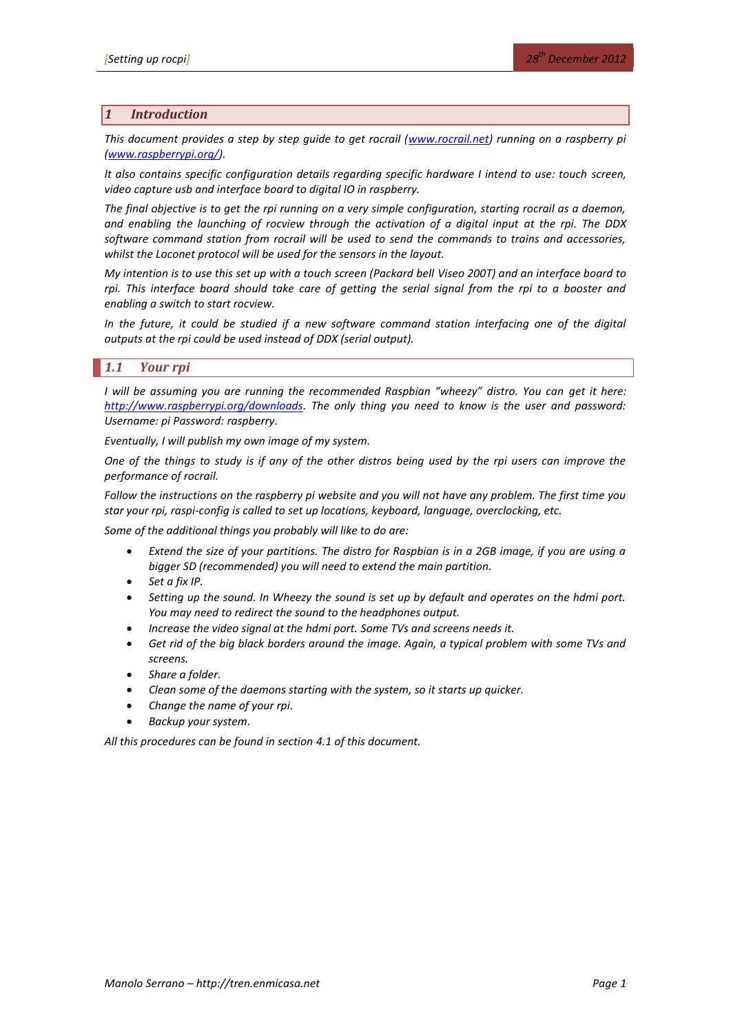# 1 Introduction

*This document provides a step by step guide to get rocrail ([www.rocrail.net](http://www.rocrail.net)) running on a raspberry pi ([www.raspberrypi.org/](http://www.raspberrypi.org/)).*

*It also contains specific configuration details regarding specific hardware I intend to use: touch screen, video capture usb and interface board to digital IO in raspberry.*

*The final objective is to get the rpi running on a very simple configuration, starting rocrail as a daemon, and enabling the launching of rocview through the activation of a digital input at the rpi. The DDX software command station from rocrail will be used to send the commands to trains and accessories, whilst the Loconet protocol will be used for the sensors in the layout.*

*My intention is to use this set up with a touch screen (Packard bell Viseo 200T) and an interface board to rpi. This interface board should take care of getting the serial signal from the rpi to a booster and enabling a switch to start rocview.*

*In the future, it could be studied if a new software command station interfacing one of the digital outputs at the rpi could be used instead of DDX (serial output).*

## 1.1 Your rpi

*I will be assuming you are running the recommended Raspbian "wheezy" distro. You can get it here: [http://www.raspberrypi.org/downloads](http://www.raspberrypi.org/downloads). The only thing you need to know is the user and password: Username: pi Password: raspberry.*

*Eventually, I will publish my own image of my system.*

*One of the things to study is if any of the other distros being used by the rpi users can improve the performance of rocrail.*

*Follow the instructions on the raspberry pi website and you will not have any problem. The first time you star your rpi, raspi-config is called to set up locations, keyboard, language, overclocking, etc.*

*Some of the additional things you probably will like to do are:*

- *Extend the size of your partitions. The distro for Raspbian is in a 2GB image, if you are using a bigger SD (recommended) you will need to extend the main partition.*
- *Set a fix IP.*
- *Setting up the sound. In Wheezy the sound is set up by default and operates on the hdmi port. You may need to redirect the sound to the headphones output.*
- *Increase the video signal at the hdmi port. Some TVs and screens needs it.*
- *Get rid of the big black borders around the image. Again, a typical problem with some TVs and screens.*
- *Share a folder.*
- *Clean some of the daemons starting with the system, so it starts up quicker.*
- *Change the name of your rpi.*
- *Backup your system.*

*All this procedures can be found in section 4.1 of this document.*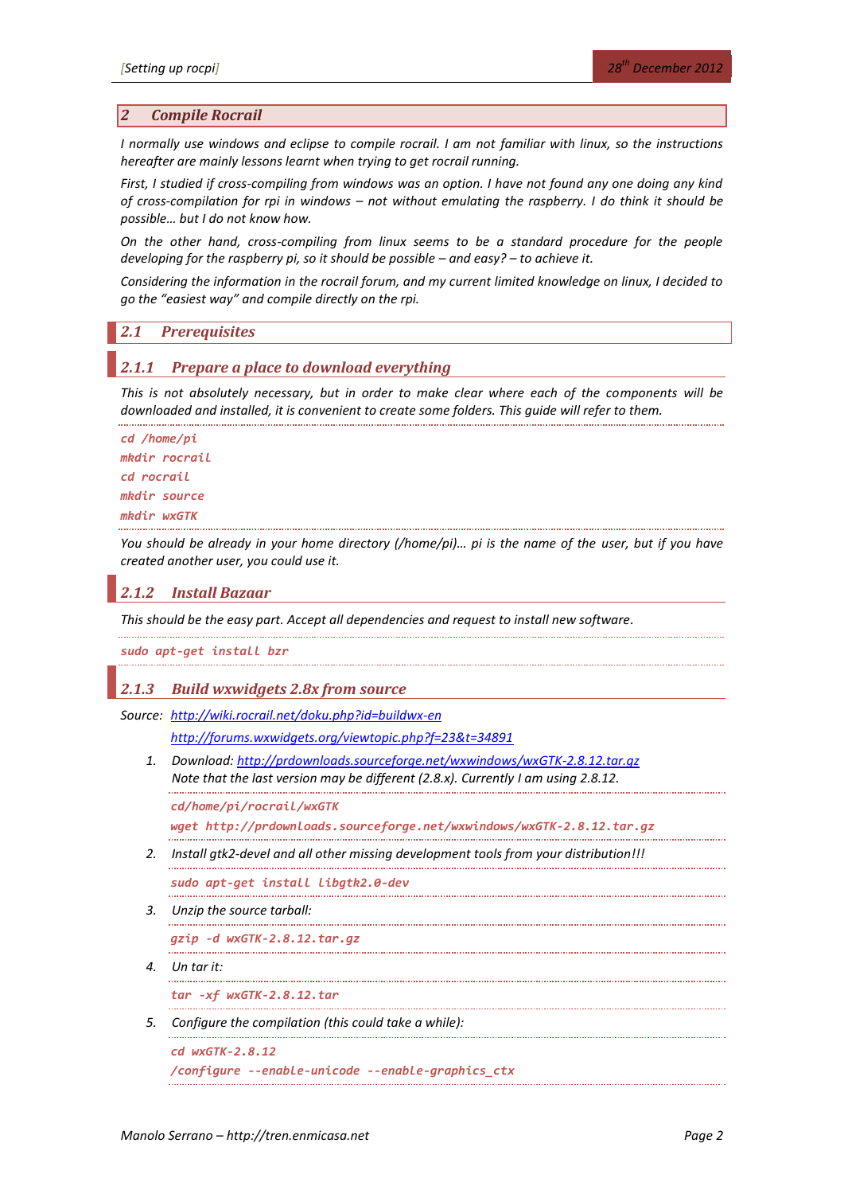## 2 Compile Rocrail

*I normally use windows and eclipse to compile rocrail. I am not familiar with linux, so the instructions hereafter are mainly lessons learnt when trying to get rocrail running.*

*First, I studied if cross-compiling from windows was an option. I have not found any one doing any kind of cross-compilation for rpi in windows – not without emulating the raspberry. I do think it should be possible… but I do not know how.*

*On the other hand, cross-compiling from linux seems to be a standard procedure for the people developing for the raspberry pi, so it should be possible – and easy? – to achieve it.*

*Considering the information in the rocrail forum, and my current limited knowledge on linux, I decided to go the "easiest way" and compile directly on the rpi.*

### 2.1 Prerequisites

#### 2.1.1 Prepare a place to download everything

*This is not absolutely necessary, but in order to make clear where each of the components will be downloaded and installed, it is convenient to create some folders. This guide will refer to them.*

```
cd /home/pi
mkdir rocrail
cd rocrail
mkdir source
mkdir wxGTK
```

*You should be already in your home directory (/home/pi)… pi is the name of the user, but if you have created another user, you could use it.*

#### 2.1.2 Install Bazaar

*This should be the easy part. Accept all dependencies and request to install new software.*

```
sudo apt-get install bzr
```

#### 2.1.3 Build wxwidgets 2.8x from source

*Source:* [http://wiki.rocrail.net/doku.php?id=buildwx-en](http://wiki.rocrail.net/doku.php?id=buildwx-en)
[http://forums.wxwidgets.org/viewtopic.php?f=23&t=34891](http://forums.wxwidgets.org/viewtopic.php?f=23&t=34891)

1. *Download:* [http://prdownloads.sourceforge.net/wxwindows/wxGTK-2.8.12.tar.gz](http://prdownloads.sourceforge.net/wxwindows/wxGTK-2.8.12.tar.gz)
   *Note that the last version may be different (2.8.x). Currently I am using 2.8.12.*

   ```
   cd/home/pi/rocrail/wxGTK
   wget http://prdownloads.sourceforge.net/wxwindows/wxGTK-2.8.12.tar.gz
   ```

2. *Install gtk2-devel and all other missing development tools from your distribution!!!*

   ```
   sudo apt-get install libgtk2.0-dev
   ```

3. *Unzip the source tarball:*

   ```
   gzip -d wxGTK-2.8.12.tar.gz
   ```

4. *Un tar it:*

   ```
   tar -xf wxGTK-2.8.12.tar
   ```

5. *Configure the compilation (this could take a while):*

   ```
   cd wxGTK-2.8.12
   /configure --enable-unicode --enable-graphics_ctx
   ```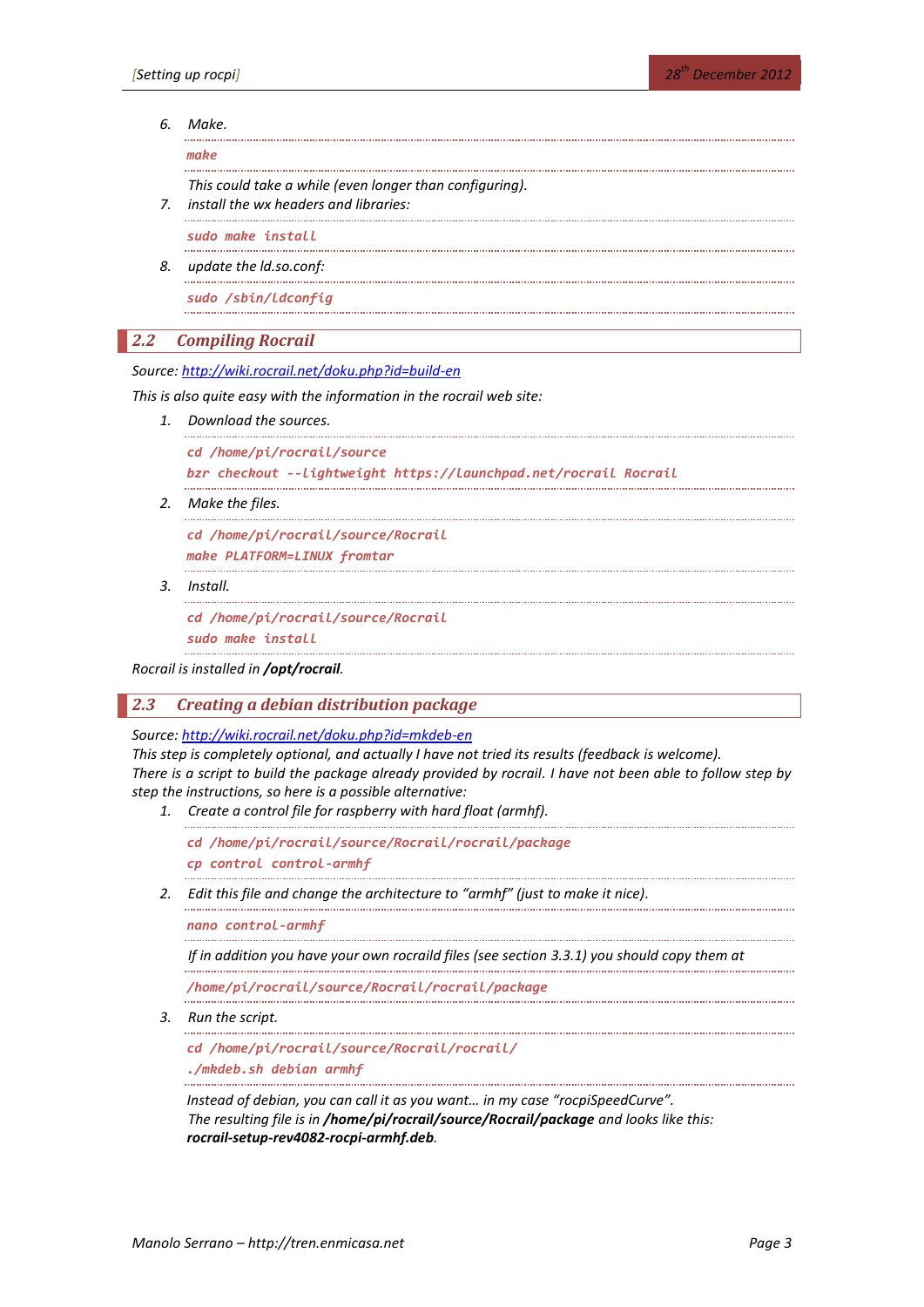6. Make.

```
make
```

   This could take a while (even longer than configuring).

7. install the wx headers and libraries:

```
sudo make install
```

8. update the ld.so.conf:

```
sudo /sbin/ldconfig
```

## 2.2 Compiling Rocrail

Source: http://wiki.rocrail.net/doku.php?id=build-en

This is also quite easy with the information in the rocrail web site:

1. Download the sources.

```
cd /home/pi/rocrail/source
bzr checkout --lightweight https://launchpad.net/rocrail Rocrail
```

2. Make the files.

```
cd /home/pi/rocrail/source/Rocrail
make PLATFORM=LINUX fromtar
```

3. Install.

```
cd /home/pi/rocrail/source/Rocrail
sudo make install
```

Rocrail is installed in **/opt/rocrail**.

## 2.3 Creating a debian distribution package

Source: http://wiki.rocrail.net/doku.php?id=mkdeb-en

This step is completely optional, and actually I have not tried its results (feedback is welcome).
There is a script to build the package already provided by rocrail. I have not been able to follow step by step the instructions, so here is a possible alternative:

1. Create a control file for raspberry with hard float (armhf).

```
cd /home/pi/rocrail/source/Rocrail/rocrail/package
cp control control-armhf
```

2. Edit this file and change the architecture to "armhf" (just to make it nice).

```
nano control-armhf
```

   If in addition you have your own rocraild files (see section 3.3.1) you should copy them at

```
/home/pi/rocrail/source/Rocrail/rocrail/package
```

3. Run the script.

```
cd /home/pi/rocrail/source/Rocrail/rocrail/
./mkdeb.sh debian armhf
```

   Instead of debian, you can call it as you want… in my case "rocpiSpeedCurve".
   The resulting file is in **/home/pi/rocrail/source/Rocrail/package** and looks like this:
   **rocrail-setup-rev4082-rocpi-armhf.deb**.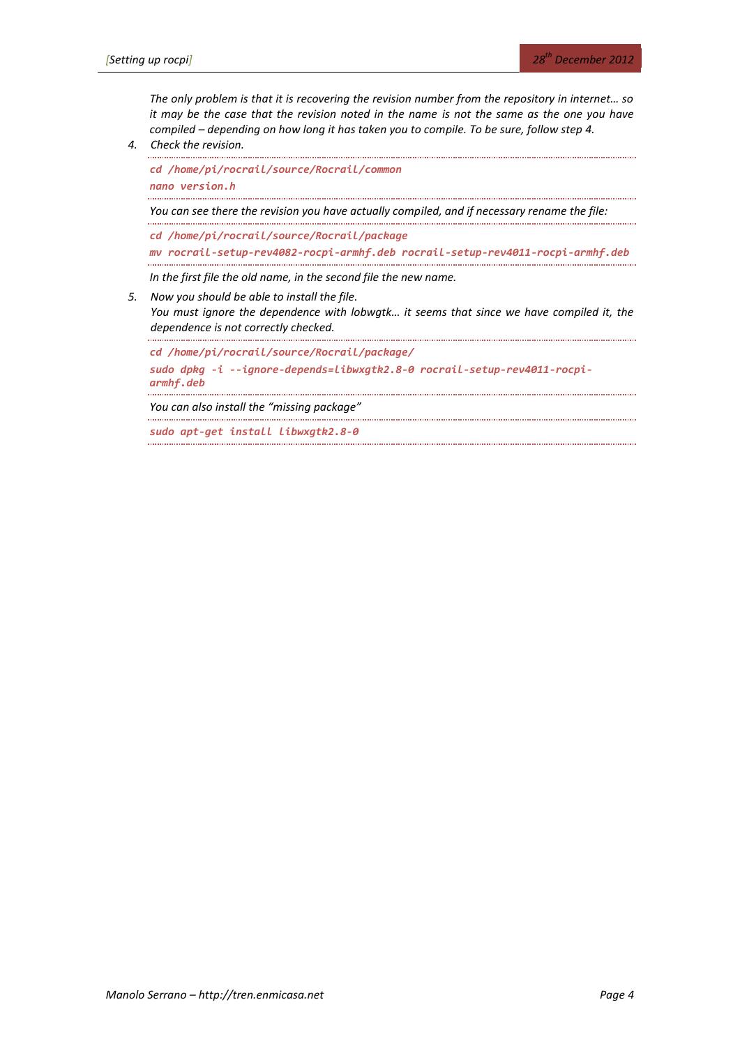*The only problem is that it is recovering the revision number from the repository in internet… so it may be the case that the revision noted in the name is not the same as the one you have compiled – depending on how long it has taken you to compile. To be sure, follow step 4.*

4. *Check the revision.*

```
cd /home/pi/rocrail/source/Rocrail/common
nano version.h
```

*You can see there the revision you have actually compiled, and if necessary rename the file:*

```
cd /home/pi/rocrail/source/Rocrail/package
mv rocrail-setup-rev4082-rocpi-armhf.deb rocrail-setup-rev4011-rocpi-armhf.deb
```

*In the first file the old name, in the second file the new name.*

5. *Now you should be able to install the file.*
   *You must ignore the dependence with lobwgtk… it seems that since we have compiled it, the dependence is not correctly checked.*

```
cd /home/pi/rocrail/source/Rocrail/package/
sudo dpkg -i --ignore-depends=libwxgtk2.8-0 rocrail-setup-rev4011-rocpi-armhf.deb
```

*You can also install the "missing package"*

```
sudo apt-get install libwxgtk2.8-0
```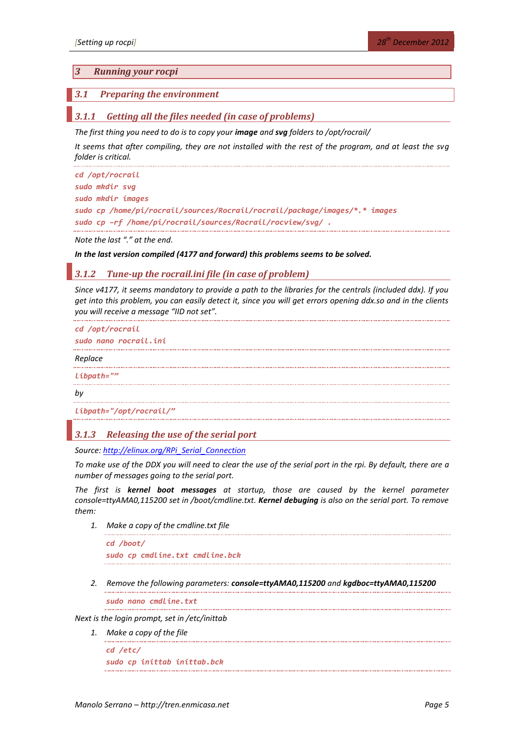# 3 Running your rocpi

## 3.1 Preparing the environment

### 3.1.1 Getting all the files needed (in case of problems)

*The first thing you need to do is to copy your **image** and **svg** folders to /opt/rocrail/*

*It seems that after compiling, they are not installed with the rest of the program, and at least the svg folder is critical.*

```
cd /opt/rocrail
sudo mkdir svg
sudo mkdir images
sudo cp /home/pi/rocrail/sources/Rocrail/rocrail/package/images/*.* images
sudo cp -rf /home/pi/rocrail/sources/Rocrail/rocview/svg/ .
```

*Note the last "." at the end.*

***In the last version compiled (4177 and forward) this problems seems to be solved.***

### 3.1.2 Tune-up the rocrail.ini file (in case of problem)

*Since v4177, it seems mandatory to provide a path to the libraries for the centrals (included ddx). If you get into this problem, you can easily detect it, since you will get errors opening ddx.so and in the clients you will receive a message "IID not set".*

```
cd /opt/rocrail
sudo nano rocrail.ini
```

*Replace*

```
libpath=""
```

*by*

```
libpath="/opt/rocrail/"
```

### 3.1.3 Releasing the use of the serial port

*Source: [http://elinux.org/RPi_Serial_Connection](http://elinux.org/RPi_Serial_Connection)*

*To make use of the DDX you will need to clear the use of the serial port in the rpi. By default, there are a number of messages going to the serial port.*

*The first is **kernel boot messages** at startup, those are caused by the kernel parameter console=ttyAMA0,115200 set in /boot/cmdline.txt. **Kernel debuging** is also on the serial port. To remove them:*

1. *Make a copy of the cmdline.txt file*

   ```
   cd /boot/
   sudo cp cmdline.txt cmdline.bck
   ```

2. *Remove the following parameters: **console=ttyAMA0,115200** and **kgdboc=ttyAMA0,115200***

   ```
   sudo nano cmdline.txt
   ```

*Next is the login prompt, set in /etc/inittab*

1. *Make a copy of the file*

   ```
   cd /etc/
   sudo cp inittab inittab.bck
   ```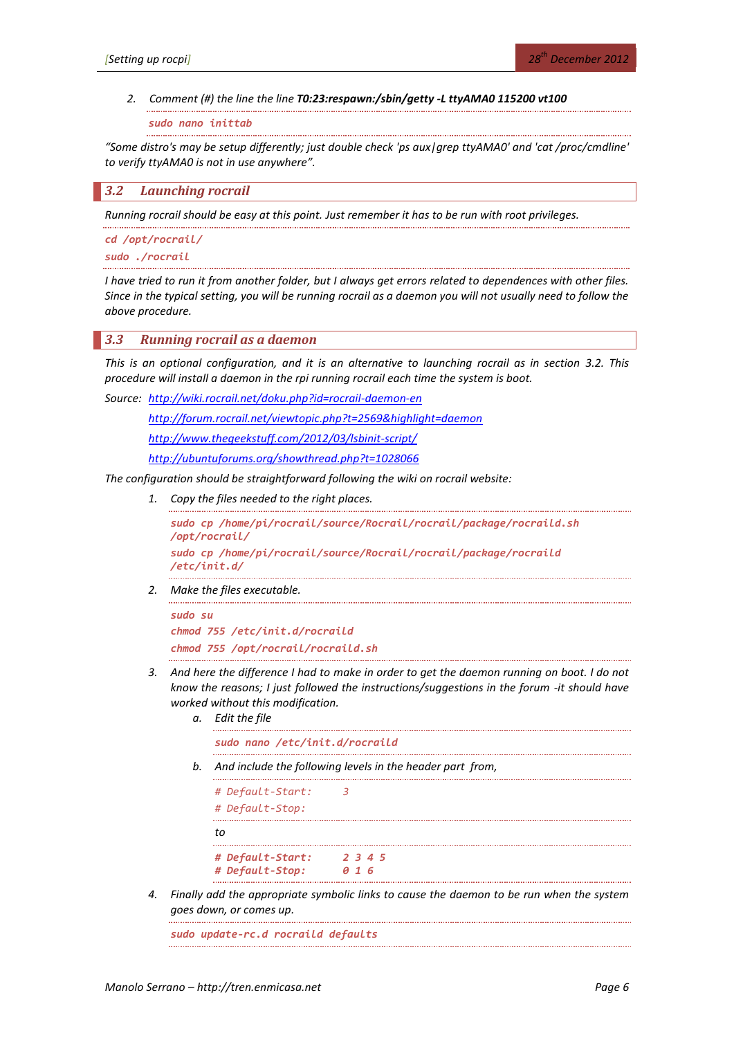2. *Comment (#) the line the line **T0:23:respawn:/sbin/getty -L ttyAMA0 115200 vt100***

```
sudo nano inittab
```

*"Some distro's may be setup differently; just double check 'ps aux|grep ttyAMA0' and 'cat /proc/cmdline' to verify ttyAMA0 is not in use anywhere".*

## 3.2 Launching rocrail

*Running rocrail should be easy at this point. Just remember it has to be run with root privileges.*

```
cd /opt/rocrail/
sudo ./rocrail
```

*I have tried to run it from another folder, but I always get errors related to dependences with other files. Since in the typical setting, you will be running rocrail as a daemon you will not usually need to follow the above procedure.*

## 3.3 Running rocrail as a daemon

*This is an optional configuration, and it is an alternative to launching rocrail as in section 3.2. This procedure will install a daemon in the rpi running rocrail each time the system is boot.*

*Source:* *http://wiki.rocrail.net/doku.php?id=rocrail-daemon-en*
*http://forum.rocrail.net/viewtopic.php?t=2569&highlight=daemon*
*http://www.thegeekstuff.com/2012/03/lsbinit-script/*
*http://ubuntuforums.org/showthread.php?t=1028066*

*The configuration should be straightforward following the wiki on rocrail website:*

1. *Copy the files needed to the right places.*

   ```
   sudo cp /home/pi/rocrail/source/Rocrail/rocrail/package/rocraild.sh /opt/rocrail/
   sudo cp /home/pi/rocrail/source/Rocrail/rocrail/package/rocraild /etc/init.d/
   ```

2. *Make the files executable.*

   ```
   sudo su
   chmod 755 /etc/init.d/rocraild
   chmod 755 /opt/rocrail/rocraild.sh
   ```

3. *And here the difference I had to make in order to get the daemon running on boot. I do not know the reasons; I just followed the instructions/suggestions in the forum -it should have worked without this modification.*

   a. *Edit the file*

      ```
      sudo nano /etc/init.d/rocraild
      ```

   b. *And include the following levels in the header part from,*

      ```
      # Default-Start:     3
      # Default-Stop:
      ```

      *to*

      ```
      # Default-Start:     2 3 4 5
      # Default-Stop:      0 1 6
      ```

4. *Finally add the appropriate symbolic links to cause the daemon to be run when the system goes down, or comes up.*

   ```
   sudo update-rc.d rocraild defaults
   ```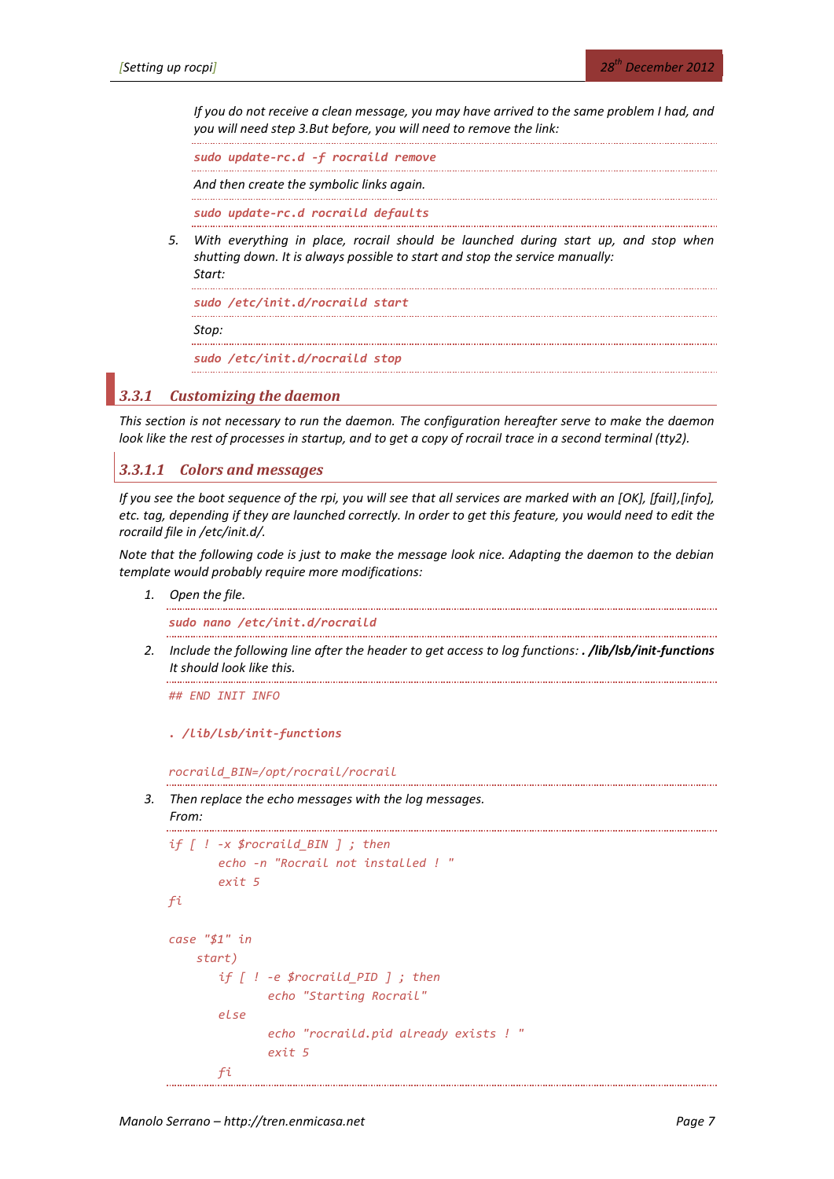*If you do not receive a clean message, you may have arrived to the same problem I had, and you will need step 3.But before, you will need to remove the link:*

```
sudo update-rc.d -f rocraild remove
```

*And then create the symbolic links again.*

```
sudo update-rc.d rocraild defaults
```

5. *With everything in place, rocrail should be launched during start up, and stop when shutting down. It is always possible to start and stop the service manually:*
   *Start:*

```
sudo /etc/init.d/rocraild start
```

*Stop:*

```
sudo /etc/init.d/rocraild stop
```

### 3.3.1 Customizing the daemon

*This section is not necessary to run the daemon. The configuration hereafter serve to make the daemon look like the rest of processes in startup, and to get a copy of rocrail trace in a second terminal (tty2).*

#### 3.3.1.1 Colors and messages

*If you see the boot sequence of the rpi, you will see that all services are marked with an [OK], [fail],[info], etc. tag, depending if they are launched correctly. In order to get this feature, you would need to edit the rocraild file in /etc/init.d/.*

*Note that the following code is just to make the message look nice. Adapting the daemon to the debian template would probably require more modifications:*

1. *Open the file.*

```
sudo nano /etc/init.d/rocraild
```

2. *Include the following line after the header to get access to log functions:* ***. /lib/lsb/init-functions*** *It should look like this.*

```
## END INIT INFO

. /lib/lsb/init-functions

rocraild_BIN=/opt/rocrail/rocrail
```

3. *Then replace the echo messages with the log messages.*
   *From:*

```
if [ ! -x $rocraild_BIN ] ; then
        echo -n "Rocrail not installed ! "
        exit 5
fi

case "$1" in
    start)
        if [ ! -e $rocraild_PID ] ; then
                echo "Starting Rocrail"
        else
                echo "rocraild.pid already exists ! "
                exit 5
        fi
```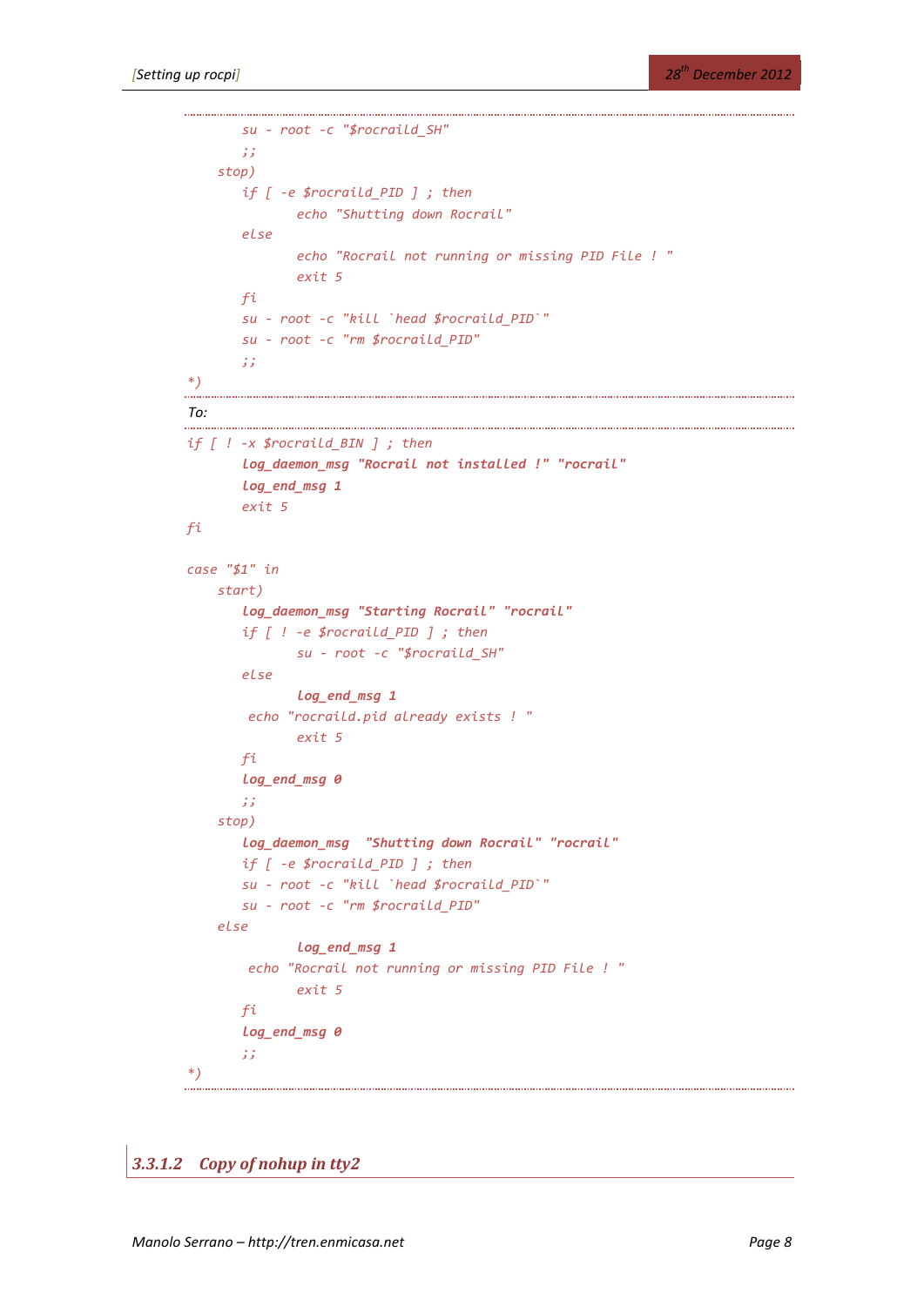```
        su - root -c "$rocraild_SH"
        ;;
    stop)
        if [ -e $rocraild_PID ] ; then
                echo "Shutting down Rocrail"
        else
                echo "Rocrail not running or missing PID File ! "
                exit 5
        fi
        su - root -c "kill `head $rocraild_PID`"
        su - root -c "rm $rocraild_PID"
        ;;
*)
```

To:

```
if [ ! -x $rocraild_BIN ] ; then
        log_daemon_msg "Rocrail not installed !" "rocrail"
        log_end_msg 1
        exit 5
fi

case "$1" in
    start)
        log_daemon_msg "Starting Rocrail" "rocrail"
        if [ ! -e $rocraild_PID ] ; then
                su - root -c "$rocraild_SH"
        else
                log_end_msg 1
         echo "rocraild.pid already exists ! "
                exit 5
        fi
        log_end_msg 0
        ;;
    stop)
        log_daemon_msg  "Shutting down Rocrail" "rocrail"
        if [ -e $rocraild_PID ] ; then
        su - root -c "kill `head $rocraild_PID`"
        su - root -c "rm $rocraild_PID"
    else
                log_end_msg 1
         echo "Rocrail not running or missing PID File ! "
                exit 5
        fi
        log_end_msg 0
        ;;
*)
```

#### 3.3.1.2 Copy of nohup in tty2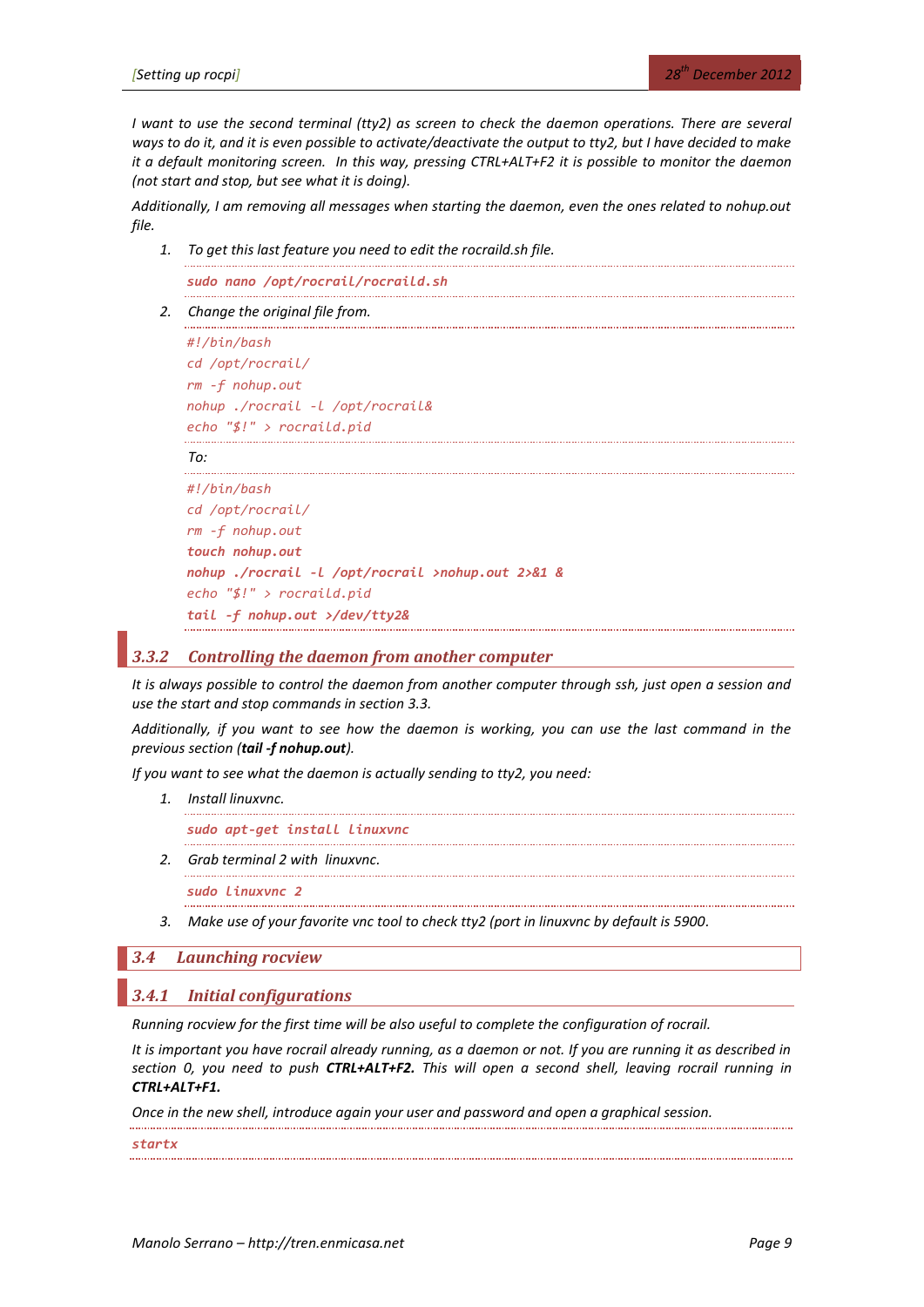*I want to use the second terminal (tty2) as screen to check the daemon operations. There are several ways to do it, and it is even possible to activate/deactivate the output to tty2, but I have decided to make it a default monitoring screen. In this way, pressing CTRL+ALT+F2 it is possible to monitor the daemon (not start and stop, but see what it is doing).*

*Additionally, I am removing all messages when starting the daemon, even the ones related to nohup.out file.*

1. *To get this last feature you need to edit the rocraild.sh file.*

```
sudo nano /opt/rocrail/rocraild.sh
```

2. *Change the original file from.*

```
#!/bin/bash
cd /opt/rocrail/
rm -f nohup.out
nohup ./rocrail -l /opt/rocrail&
echo "$!" > rocraild.pid
```

*To:*

```
#!/bin/bash
cd /opt/rocrail/
rm -f nohup.out
touch nohup.out
nohup ./rocrail -l /opt/rocrail >nohup.out 2>&1 &
echo "$!" > rocraild.pid
tail -f nohup.out >/dev/tty2&
```

### 3.3.2 Controlling the daemon from another computer

*It is always possible to control the daemon from another computer through ssh, just open a session and use the start and stop commands in section 3.3.*

*Additionally, if you want to see how the daemon is working, you can use the last command in the previous section (**tail -f nohup.out**).*

*If you want to see what the daemon is actually sending to tty2, you need:*

1. *Install linuxvnc.*

```
sudo apt-get install linuxvnc
```

2. *Grab terminal 2 with linuxvnc.*

```
sudo linuxvnc 2
```

3. *Make use of your favorite vnc tool to check tty2 (port in linuxvnc by default is 5900.*

## 3.4 Launching rocview

### 3.4.1 Initial configurations

*Running rocview for the first time will be also useful to complete the configuration of rocrail.*

*It is important you have rocrail already running, as a daemon or not. If you are running it as described in section 0, you need to push **CTRL+ALT+F2.** This will open a second shell, leaving rocrail running in **CTRL+ALT+F1.***

*Once in the new shell, introduce again your user and password and open a graphical session.*

```
startx
```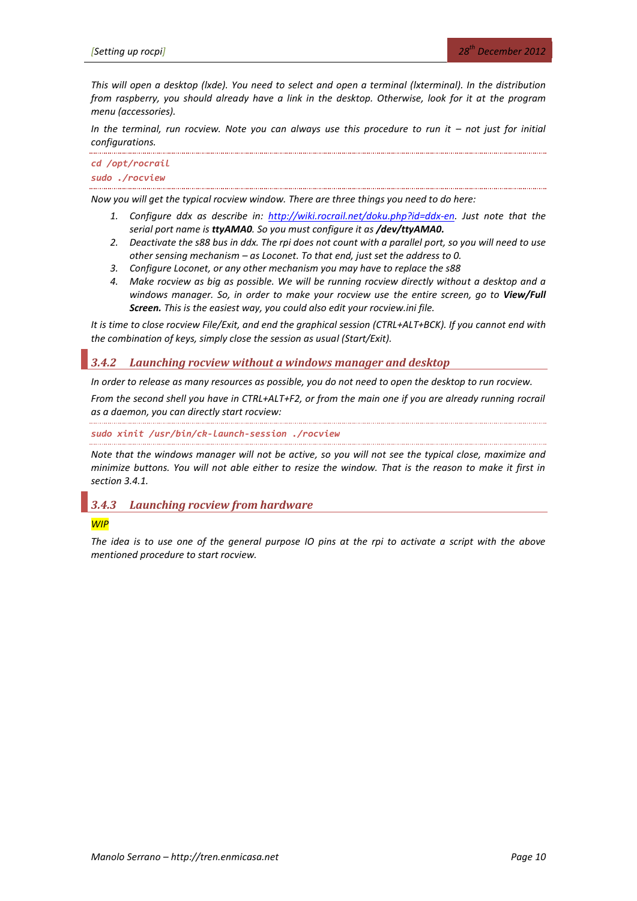*This will open a desktop (lxde). You need to select and open a terminal (lxterminal). In the distribution from raspberry, you should already have a link in the desktop. Otherwise, look for it at the program menu (accessories).*

*In the terminal, run rocview. Note you can always use this procedure to run it – not just for initial configurations.*

```
cd /opt/rocrail
sudo ./rocview
```

*Now you will get the typical rocview window. There are three things you need to do here:*

1. *Configure ddx as describe in: [http://wiki.rocrail.net/doku.php?id=ddx-en](http://wiki.rocrail.net/doku.php?id=ddx-en). Just note that the serial port name is **ttyAMA0**. So you must configure it as **/dev/ttyAMA0.***
2. *Deactivate the s88 bus in ddx. The rpi does not count with a parallel port, so you will need to use other sensing mechanism – as Loconet. To that end, just set the address to 0.*
3. *Configure Loconet, or any other mechanism you may have to replace the s88*
4. *Make rocview as big as possible. We will be running rocview directly without a desktop and a windows manager. So, in order to make your rocview use the entire screen, go to **View/Full Screen.** This is the easiest way, you could also edit your rocview.ini file.*

*It is time to close rocview File/Exit, and end the graphical session (CTRL+ALT+BCK). If you cannot end with the combination of keys, simply close the session as usual (Start/Exit).*

### 3.4.2 Launching rocview without a windows manager and desktop

*In order to release as many resources as possible, you do not need to open the desktop to run rocview.*

*From the second shell you have in CTRL+ALT+F2, or from the main one if you are already running rocrail as a daemon, you can directly start rocview:*

```
sudo xinit /usr/bin/ck-launch-session ./rocview
```

*Note that the windows manager will not be active, so you will not see the typical close, maximize and minimize buttons. You will not able either to resize the window. That is the reason to make it first in section 3.4.1.*

### 3.4.3 Launching rocview from hardware

*WIP*

*The idea is to use one of the general purpose IO pins at the rpi to activate a script with the above mentioned procedure to start rocview.*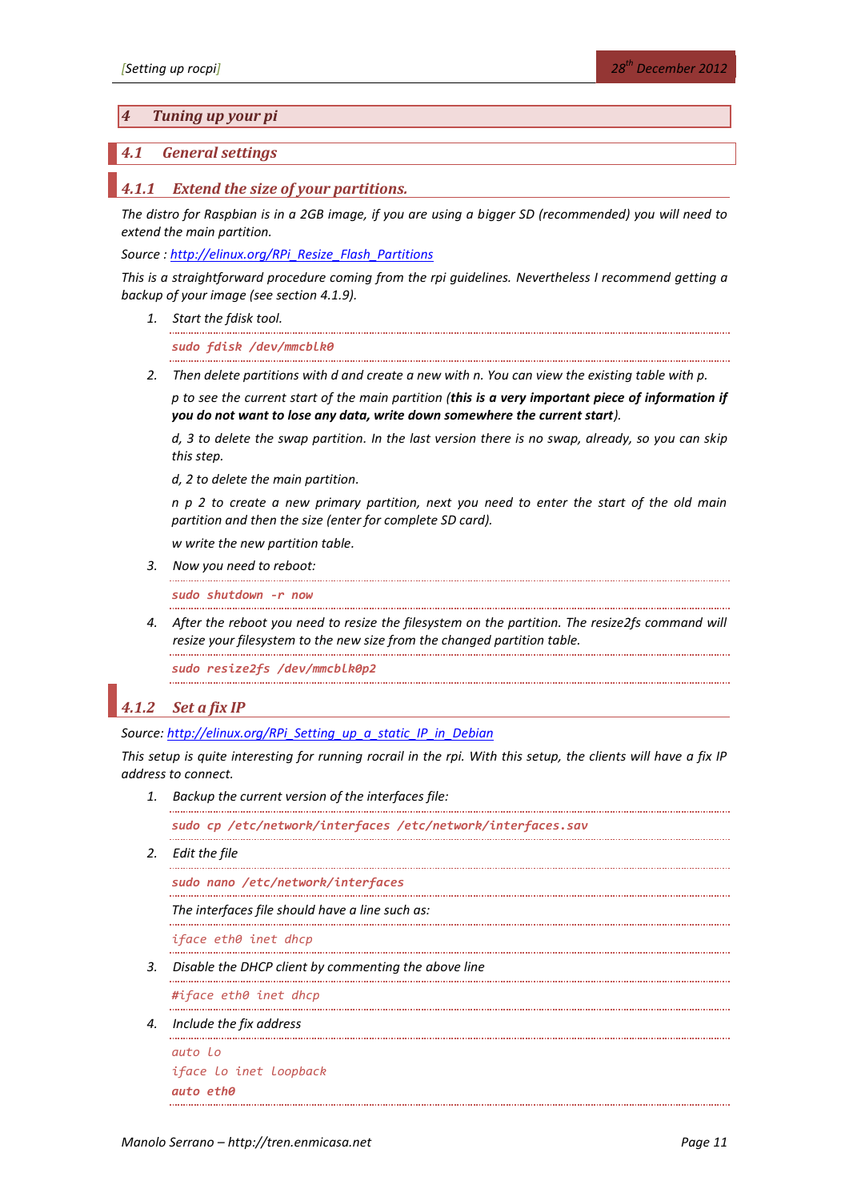# 4 Tuning up your pi

## 4.1 General settings

### 4.1.1 Extend the size of your partitions.

*The distro for Raspbian is in a 2GB image, if you are using a bigger SD (recommended) you will need to extend the main partition.*

*Source : [http://elinux.org/RPi_Resize_Flash_Partitions](http://elinux.org/RPi_Resize_Flash_Partitions)*

*This is a straightforward procedure coming from the rpi guidelines. Nevertheless I recommend getting a backup of your image (see section 4.1.9).*

1. *Start the fdisk tool.*

```
sudo fdisk /dev/mmcblk0
```

2. *Then delete partitions with d and create a new with n. You can view the existing table with p.*

   *p to see the current start of the main partition (**this is a very important piece of information if you do not want to lose any data, write down somewhere the current start**).*

   *d, 3 to delete the swap partition. In the last version there is no swap, already, so you can skip this step.*

   *d, 2 to delete the main partition.*

   *n p 2 to create a new primary partition, next you need to enter the start of the old main partition and then the size (enter for complete SD card).*

   *w write the new partition table.*

3. *Now you need to reboot:*

```
sudo shutdown -r now
```

4. *After the reboot you need to resize the filesystem on the partition. The resize2fs command will resize your filesystem to the new size from the changed partition table.*

```
sudo resize2fs /dev/mmcblk0p2
```

### 4.1.2 Set a fix IP

*Source: [http://elinux.org/RPi_Setting_up_a_static_IP_in_Debian](http://elinux.org/RPi_Setting_up_a_static_IP_in_Debian)*

*This setup is quite interesting for running rocrail in the rpi. With this setup, the clients will have a fix IP address to connect.*

1. *Backup the current version of the interfaces file:*

```
sudo cp /etc/network/interfaces /etc/network/interfaces.sav
```

2. *Edit the file*

```
sudo nano /etc/network/interfaces
```

   *The interfaces file should have a line such as:*

```
iface eth0 inet dhcp
```

3. *Disable the DHCP client by commenting the above line*

```
#iface eth0 inet dhcp
```

4. *Include the fix address*

```
auto lo
iface lo inet loopback
auto eth0
```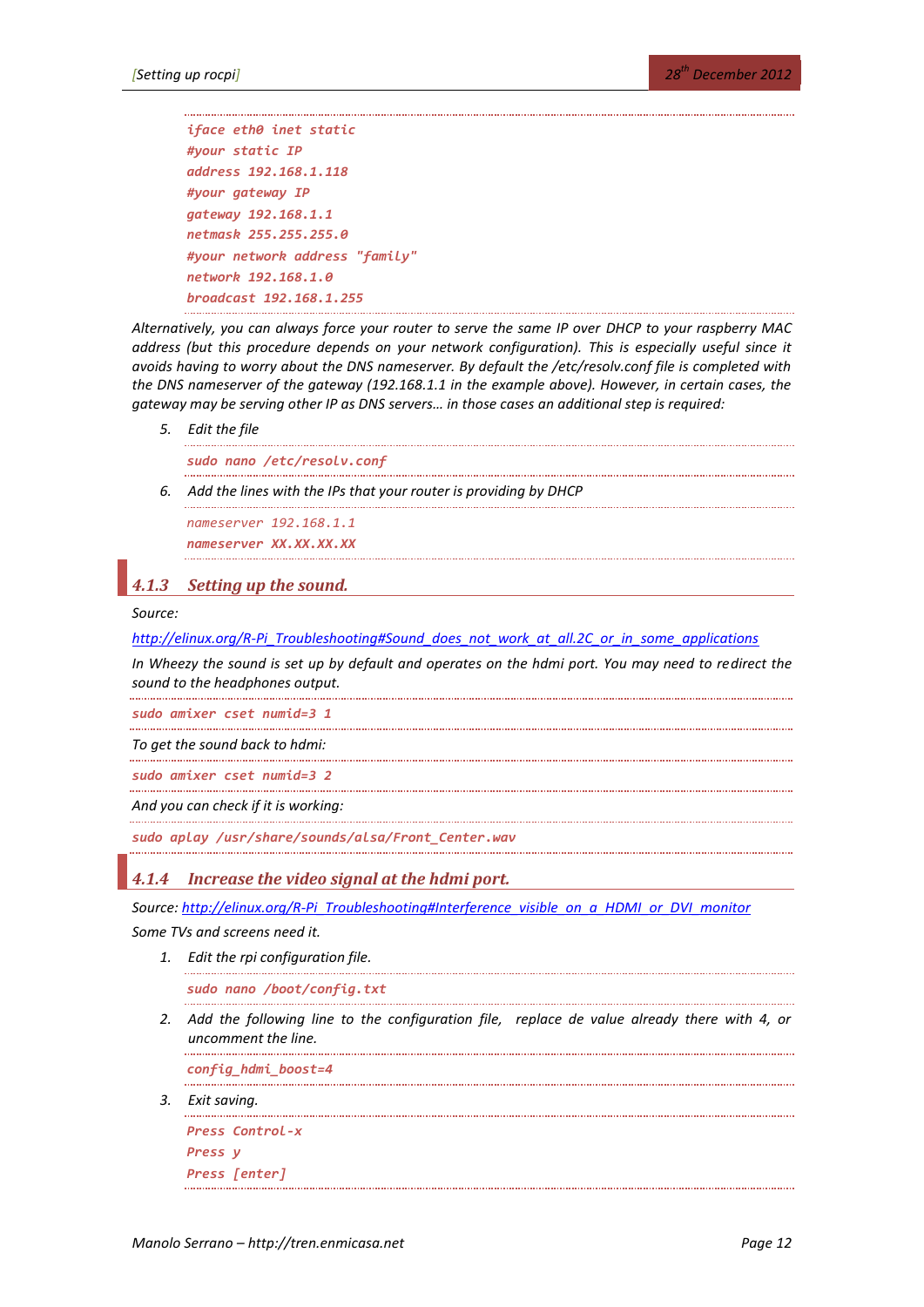```
iface eth0 inet static
#your static IP
address 192.168.1.118
#your gateway IP
gateway 192.168.1.1
netmask 255.255.255.0
#your network address "family"
network 192.168.1.0
broadcast 192.168.1.255
```

*Alternatively, you can always force your router to serve the same IP over DHCP to your raspberry MAC address (but this procedure depends on your network configuration). This is especially useful since it avoids having to worry about the DNS nameserver. By default the /etc/resolv.conf file is completed with the DNS nameserver of the gateway (192.168.1.1 in the example above). However, in certain cases, the gateway may be serving other IP as DNS servers… in those cases an additional step is required:*

5. *Edit the file*

```
sudo nano /etc/resolv.conf
```

6. *Add the lines with the IPs that your router is providing by DHCP*

```
nameserver 192.168.1.1
nameserver XX.XX.XX.XX
```

### 4.1.3 Setting up the sound.

*Source:*

*http://elinux.org/R-Pi_Troubleshooting#Sound_does_not_work_at_all.2C_or_in_some_applications*

*In Wheezy the sound is set up by default and operates on the hdmi port. You may need to redirect the sound to the headphones output.*

```
sudo amixer cset numid=3 1
```

*To get the sound back to hdmi:*

```
sudo amixer cset numid=3 2
```

*And you can check if it is working:*

```
sudo aplay /usr/share/sounds/alsa/Front_Center.wav
```

### 4.1.4 Increase the video signal at the hdmi port.

*Source: http://elinux.org/R-Pi_Troubleshooting#Interference_visible_on_a_HDMI_or_DVI_monitor*

*Some TVs and screens need it.*

1. *Edit the rpi configuration file.*

```
sudo nano /boot/config.txt
```

2. *Add the following line to the configuration file, replace de value already there with 4, or uncomment the line.*

```
config_hdmi_boost=4
```

3. *Exit saving.*

```
Press Control-x
Press y
Press [enter]
```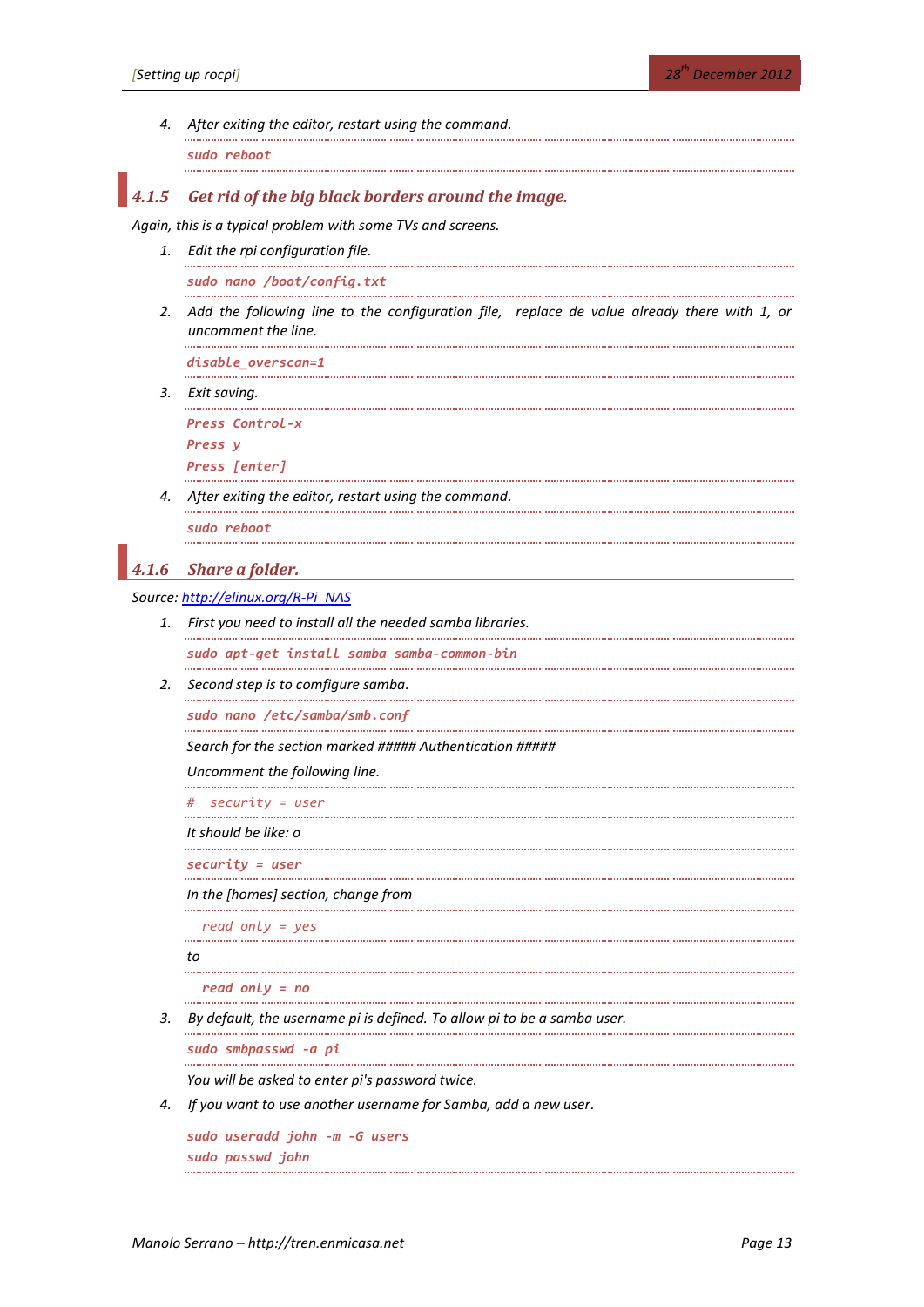4. *After exiting the editor, restart using the command.*

```
sudo reboot
```

### 4.1.5 Get rid of the big black borders around the image.

*Again, this is a typical problem with some TVs and screens.*

1. *Edit the rpi configuration file.*

```
sudo nano /boot/config.txt
```

2. *Add the following line to the configuration file, replace de value already there with 1, or uncomment the line.*

```
disable_overscan=1
```

3. *Exit saving.*

```
Press Control-x
Press y
Press [enter]
```

4. *After exiting the editor, restart using the command.*

```
sudo reboot
```

### 4.1.6 Share a folder.

*Source:* http://elinux.org/R-Pi_NAS

1. *First you need to install all the needed samba libraries.*

```
sudo apt-get install samba samba-common-bin
```

2. *Second step is to comfigure samba.*

```
sudo nano /etc/samba/smb.conf
```

*Search for the section marked ##### Authentication #####*

*Uncomment the following line.*

```
#  security = user
```

*It should be like: o*

```
security = user
```

*In the [homes] section, change from*

```
  read only = yes
```

*to*

```
  read only = no
```

3. *By default, the username pi is defined. To allow pi to be a samba user.*

```
sudo smbpasswd -a pi
```

*You will be asked to enter pi's password twice.*

4. *If you want to use another username for Samba, add a new user.*

```
sudo useradd john -m -G users
sudo passwd john
```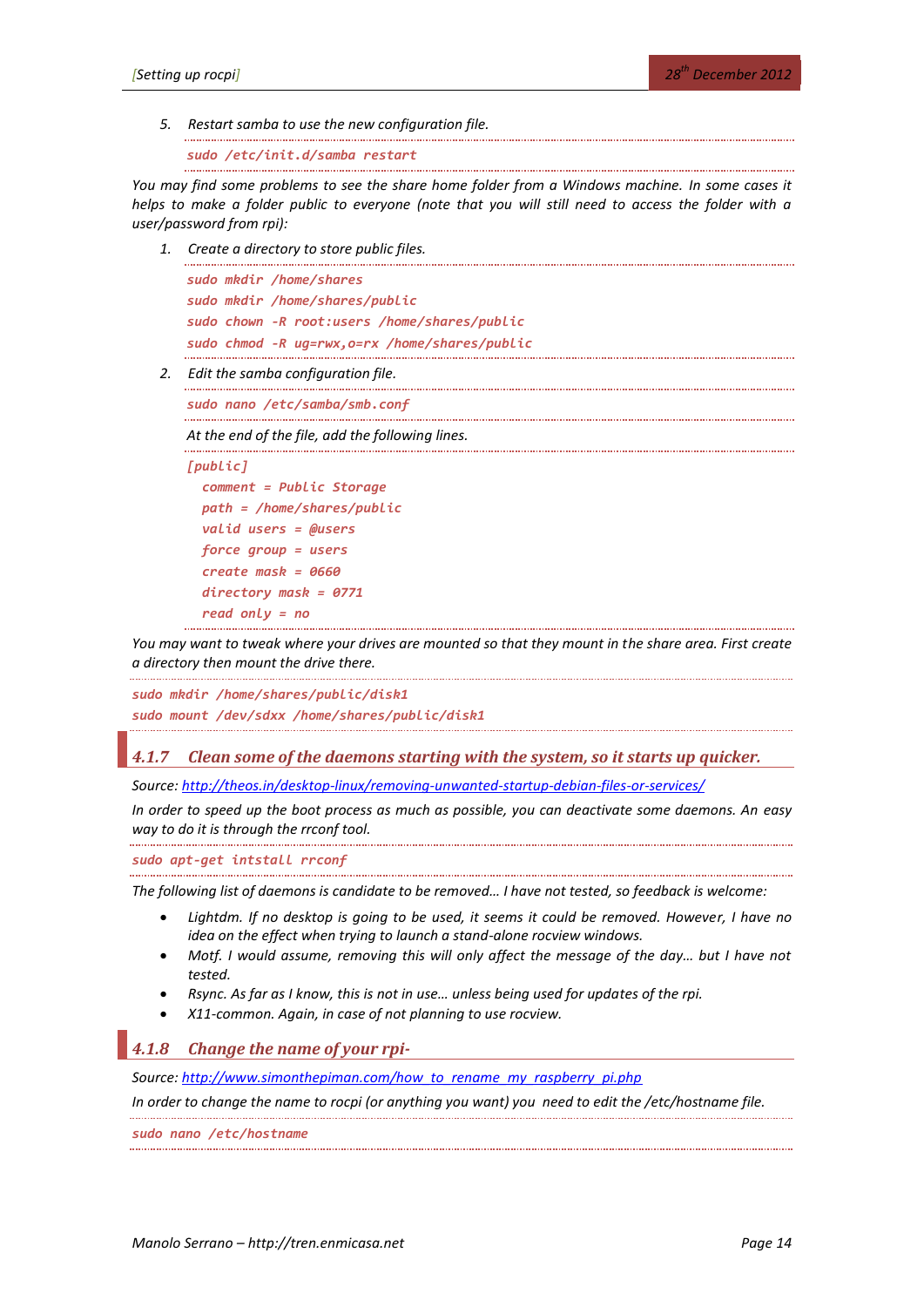5. *Restart samba to use the new configuration file.*

```
sudo /etc/init.d/samba restart
```

*You may find some problems to see the share home folder from a Windows machine. In some cases it helps to make a folder public to everyone (note that you will still need to access the folder with a user/password from rpi):*

1. *Create a directory to store public files.*

```
sudo mkdir /home/shares
sudo mkdir /home/shares/public
sudo chown -R root:users /home/shares/public
sudo chmod -R ug=rwx,o=rx /home/shares/public
```

2. *Edit the samba configuration file.*

```
sudo nano /etc/samba/smb.conf
```

*At the end of the file, add the following lines.*

```
[public]
  comment = Public Storage
  path = /home/shares/public
  valid users = @users
  force group = users
  create mask = 0660
  directory mask = 0771
  read only = no
```

*You may want to tweak where your drives are mounted so that they mount in the share area. First create a directory then mount the drive there.*

```
sudo mkdir /home/shares/public/disk1
sudo mount /dev/sdxx /home/shares/public/disk1
```

### 4.1.7 Clean some of the daemons starting with the system, so it starts up quicker.

*Source: http://theos.in/desktop-linux/removing-unwanted-startup-debian-files-or-services/*

*In order to speed up the boot process as much as possible, you can deactivate some daemons. An easy way to do it is through the rrconf tool.*

```
sudo apt-get intstall rrconf
```

*The following list of daemons is candidate to be removed… I have not tested, so feedback is welcome:*

- *Lightdm. If no desktop is going to be used, it seems it could be removed. However, I have no idea on the effect when trying to launch a stand-alone rocview windows.*
- *Motf. I would assume, removing this will only affect the message of the day… but I have not tested.*
- *Rsync. As far as I know, this is not in use… unless being used for updates of the rpi.*
- *X11-common. Again, in case of not planning to use rocview.*

### 4.1.8 Change the name of your rpi-

*Source: http://www.simonthepiman.com/how_to_rename_my_raspberry_pi.php*

*In order to change the name to rocpi (or anything you want) you need to edit the /etc/hostname file.*

```
sudo nano /etc/hostname
```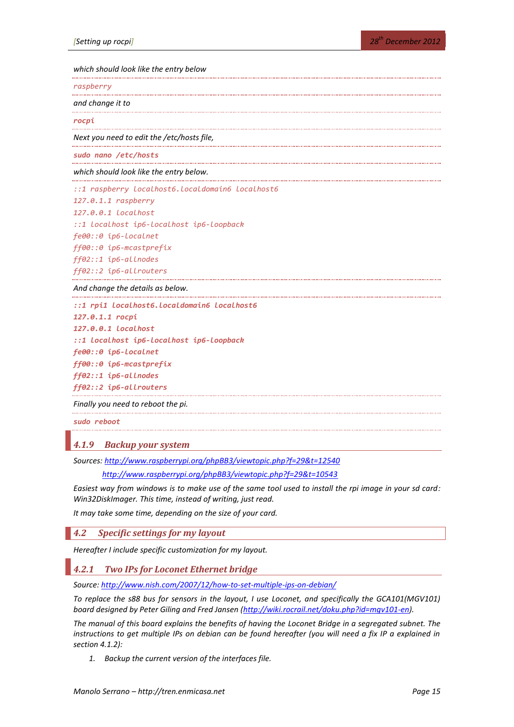*which should look like the entry below*

```
raspberry
```

*and change it to*

```
rocpi
```

*Next you need to edit the /etc/hosts file,*

```
sudo nano /etc/hosts
```

*which should look like the entry below.*

```
::1 raspberry localhost6.localdomain6 localhost6
127.0.1.1 raspberry
127.0.0.1 localhost
::1 localhost ip6-localhost ip6-loopback
fe00::0 ip6-localnet
ff00::0 ip6-mcastprefix
ff02::1 ip6-allnodes
ff02::2 ip6-allrouters
```

*And change the details as below.*

```
::1 rpi1 localhost6.localdomain6 localhost6
127.0.1.1 rocpi
127.0.0.1 localhost
::1 localhost ip6-localhost ip6-loopback
fe00::0 ip6-localnet
ff00::0 ip6-mcastprefix
ff02::1 ip6-allnodes
ff02::2 ip6-allrouters
```

*Finally you need to reboot the pi.*

```
sudo reboot
```

### 4.1.9 Backup your system

*Sources: http://www.raspberrypi.org/phpBB3/viewtopic.php?f=29&t=12540*
*http://www.raspberrypi.org/phpBB3/viewtopic.php?f=29&t=10543*

*Easiest way from windows is to make use of the same tool used to install the rpi image in your sd card: Win32DiskImager. This time, instead of writing, just read.*

*It may take some time, depending on the size of your card.*

## 4.2 Specific settings for my layout

*Hereafter I include specific customization for my layout.*

### 4.2.1 Two IPs for Loconet Ethernet bridge

*Source: http://www.nish.com/2007/12/how-to-set-multiple-ips-on-debian/*

*To replace the s88 bus for sensors in the layout, I use Loconet, and specifically the GCA101(MGV101) board designed by Peter Giling and Fred Jansen (http://wiki.rocrail.net/doku.php?id=mgv101-en).*

*The manual of this board explains the benefits of having the Loconet Bridge in a segregated subnet. The instructions to get multiple IPs on debian can be found hereafter (you will need a fix IP a explained in section 4.1.2):*

1. *Backup the current version of the interfaces file.*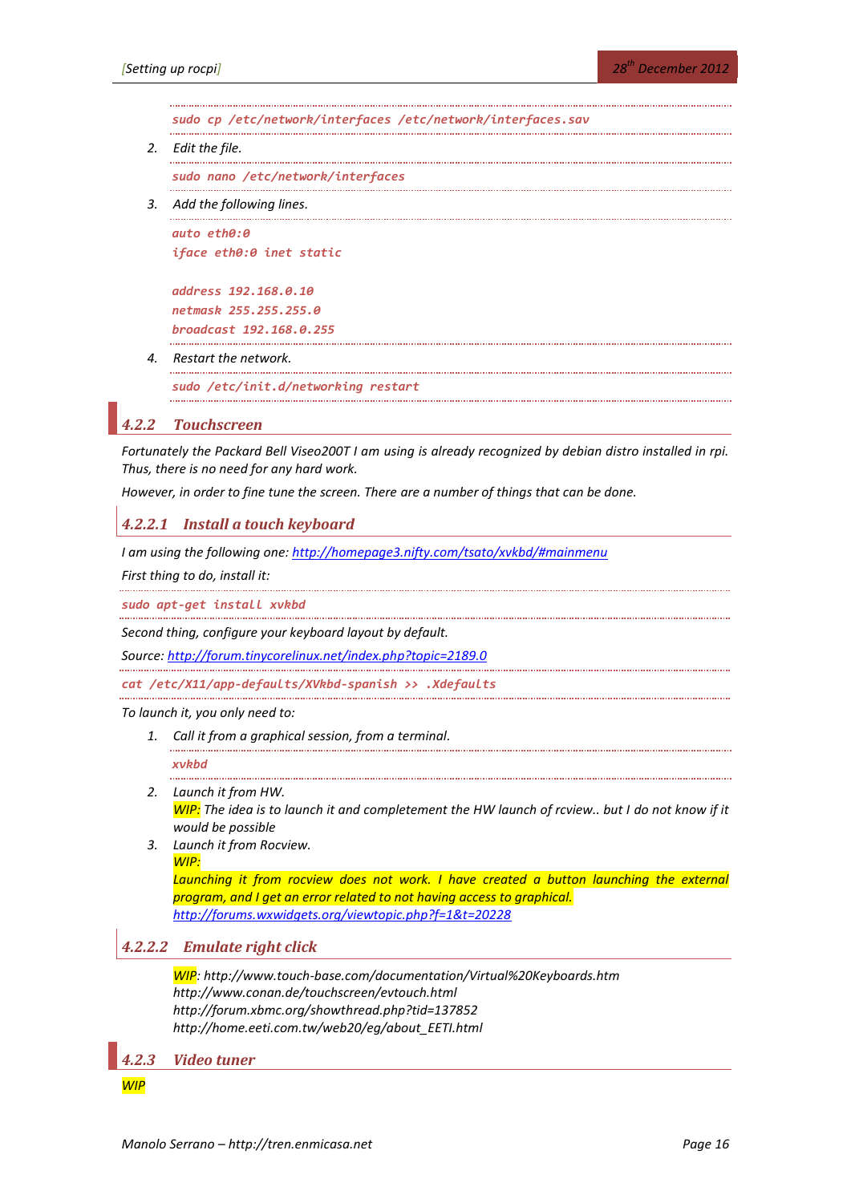```
sudo cp /etc/network/interfaces /etc/network/interfaces.sav
```

2. Edit the file.

```
sudo nano /etc/network/interfaces
```

3. Add the following lines.

```
auto eth0:0
iface eth0:0 inet static

address 192.168.0.10
netmask 255.255.255.0
broadcast 192.168.0.255
```

4. Restart the network.

```
sudo /etc/init.d/networking restart
```

### 4.2.2 Touchscreen

*Fortunately the Packard Bell Viseo200T I am using is already recognized by debian distro installed in rpi. Thus, there is no need for any hard work.*

*However, in order to fine tune the screen. There are a number of things that can be done.*

#### 4.2.2.1 Install a touch keyboard

*I am using the following one: [http://homepage3.nifty.com/tsato/xvkbd/#mainmenu](http://homepage3.nifty.com/tsato/xvkbd/#mainmenu)*

*First thing to do, install it:*

```
sudo apt-get install xvkbd
```

*Second thing, configure your keyboard layout by default.*

*Source: [http://forum.tinycorelinux.net/index.php?topic=2189.0](http://forum.tinycorelinux.net/index.php?topic=2189.0)*

```
cat /etc/X11/app-defaults/XVkbd-spanish >> .Xdefaults
```

*To launch it, you only need to:*

1. *Call it from a graphical session, from a terminal.*

   ```
   xvkbd
   ```

2. *Launch it from HW.*
   *WIP: The idea is to launch it and completement the HW launch of rcview.. but I do not know if it would be possible*
3. *Launch it from Rocview.*
   *WIP:*
   *Launching it from rocview does not work. I have created a button launching the external program, and I get an error related to not having access to graphical.*
   *[http://forums.wxwidgets.org/viewtopic.php?f=1&t=20228](http://forums.wxwidgets.org/viewtopic.php?f=1&t=20228)*

#### 4.2.2.2 Emulate right click

*WIP: http://www.touch-base.com/documentation/Virtual%20Keyboards.htm*
*http://www.conan.de/touchscreen/evtouch.html*
*http://forum.xbmc.org/showthread.php?tid=137852*
*http://home.eeti.com.tw/web20/eg/about_EETI.html*

### 4.2.3 Video tuner

*WIP*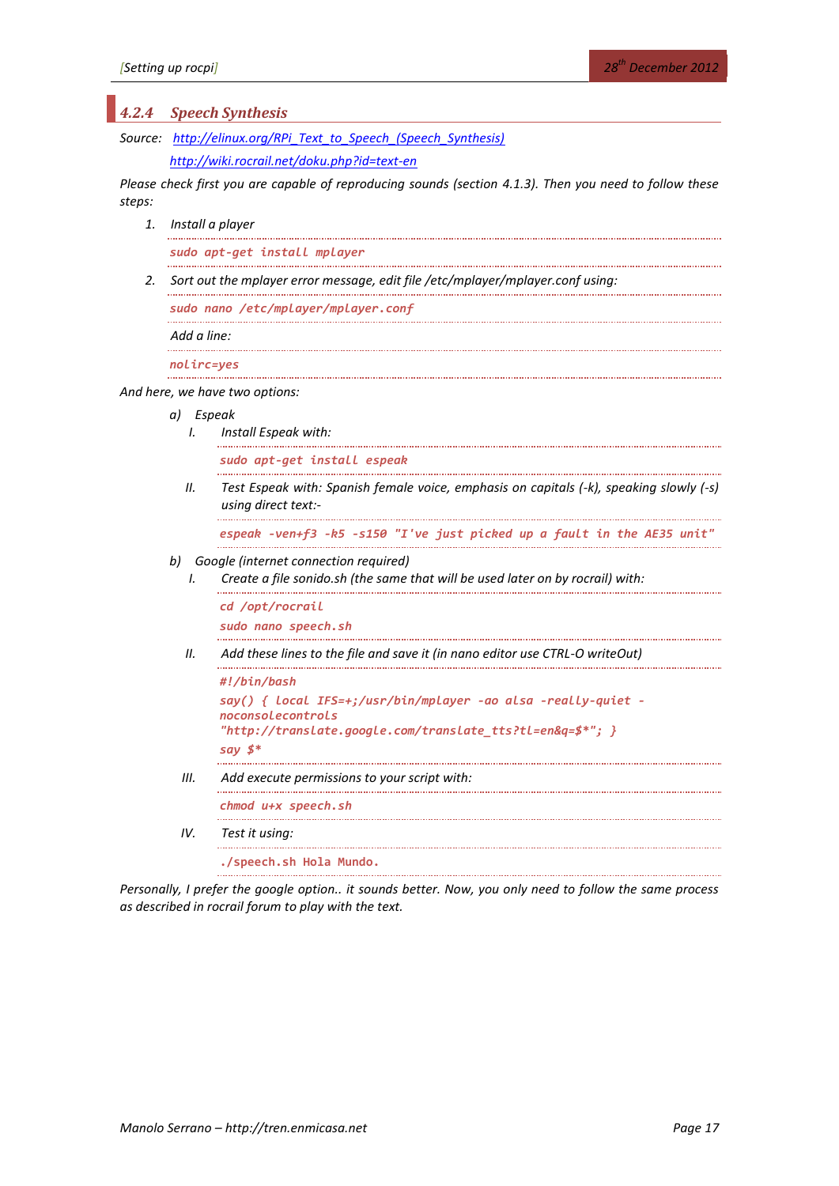### 4.2.4 Speech Synthesis

*Source:* [http://elinux.org/RPi_Text_to_Speech_(Speech_Synthesis)](http://elinux.org/RPi_Text_to_Speech_(Speech_Synthesis))
[http://wiki.rocrail.net/doku.php?id=text-en](http://wiki.rocrail.net/doku.php?id=text-en)

*Please check first you are capable of reproducing sounds (section 4.1.3). Then you need to follow these steps:*

1. *Install a player*

   ```
   sudo apt-get install mplayer
   ```

2. *Sort out the mplayer error message, edit file /etc/mplayer/mplayer.conf using:*

   ```
   sudo nano /etc/mplayer/mplayer.conf
   ```

   *Add a line:*

   ```
   nolirc=yes
   ```

*And here, we have two options:*

a) *Espeak*

   I. *Install Espeak with:*

   ```
   sudo apt-get install espeak
   ```

   II. *Test Espeak with: Spanish female voice, emphasis on capitals (-k), speaking slowly (-s) using direct text:-*

   ```
   espeak -ven+f3 -k5 -s150 "I've just picked up a fault in the AE35 unit"
   ```

b) *Google (internet connection required)*

   I. *Create a file sonido.sh (the same that will be used later on by rocrail) with:*

   ```
   cd /opt/rocrail
   sudo nano speech.sh
   ```

   II. *Add these lines to the file and save it (in nano editor use CTRL-O writeOut)*

   ```
   #!/bin/bash
   say() { local IFS=+;/usr/bin/mplayer -ao alsa -really-quiet -
   noconsolecontrols
   "http://translate.google.com/translate_tts?tl=en&q=$*"; }
   say $*
   ```

   III. *Add execute permissions to your script with:*

   ```
   chmod u+x speech.sh
   ```

   IV. *Test it using:*

   ```
   ./speech.sh Hola Mundo.
   ```

*Personally, I prefer the google option.. it sounds better. Now, you only need to follow the same process as described in rocrail forum to play with the text.*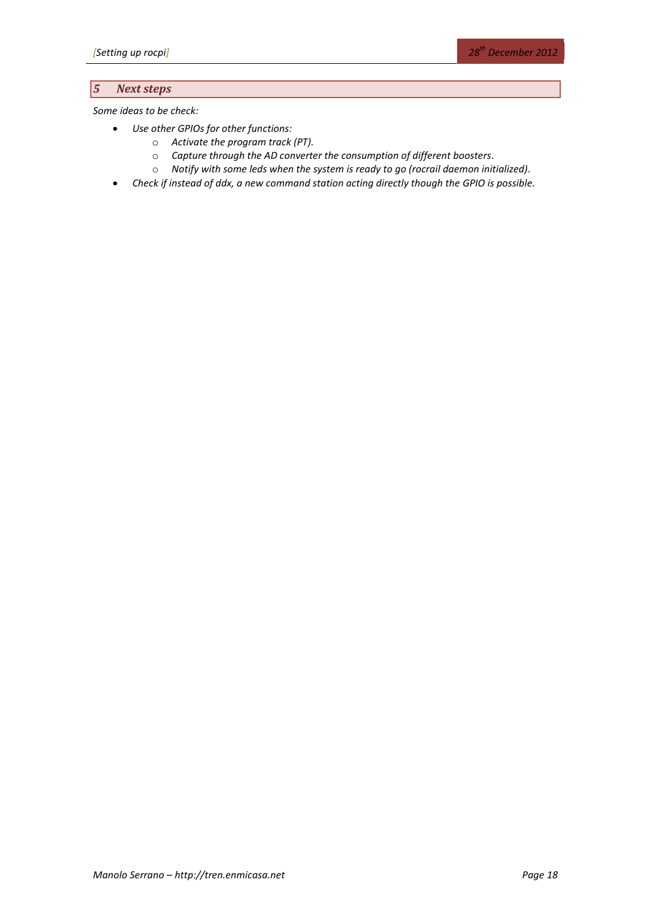# 5 Next steps

*Some ideas to be check:*

- *Use other GPIOs for other functions:*
  - *Activate the program track (PT).*
  - *Capture through the AD converter the consumption of different boosters.*
  - *Notify with some leds when the system is ready to go (rocrail daemon initialized).*
- *Check if instead of ddx, a new command station acting directly though the GPIO is possible.*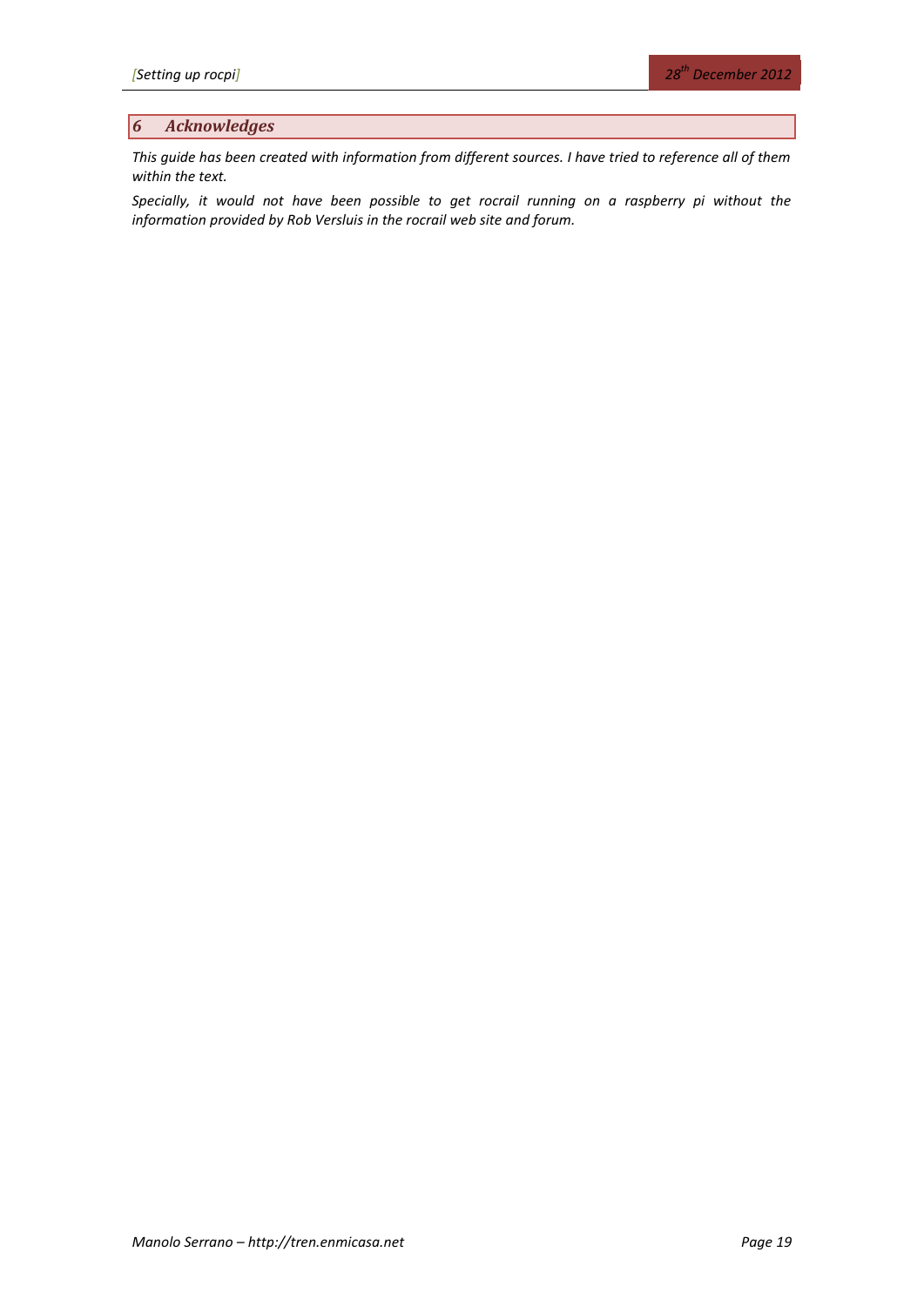## 6 Acknowledges

*This guide has been created with information from different sources. I have tried to reference all of them within the text.*

*Specially, it would not have been possible to get rocrail running on a raspberry pi without the information provided by Rob Versluis in the rocrail web site and forum.*